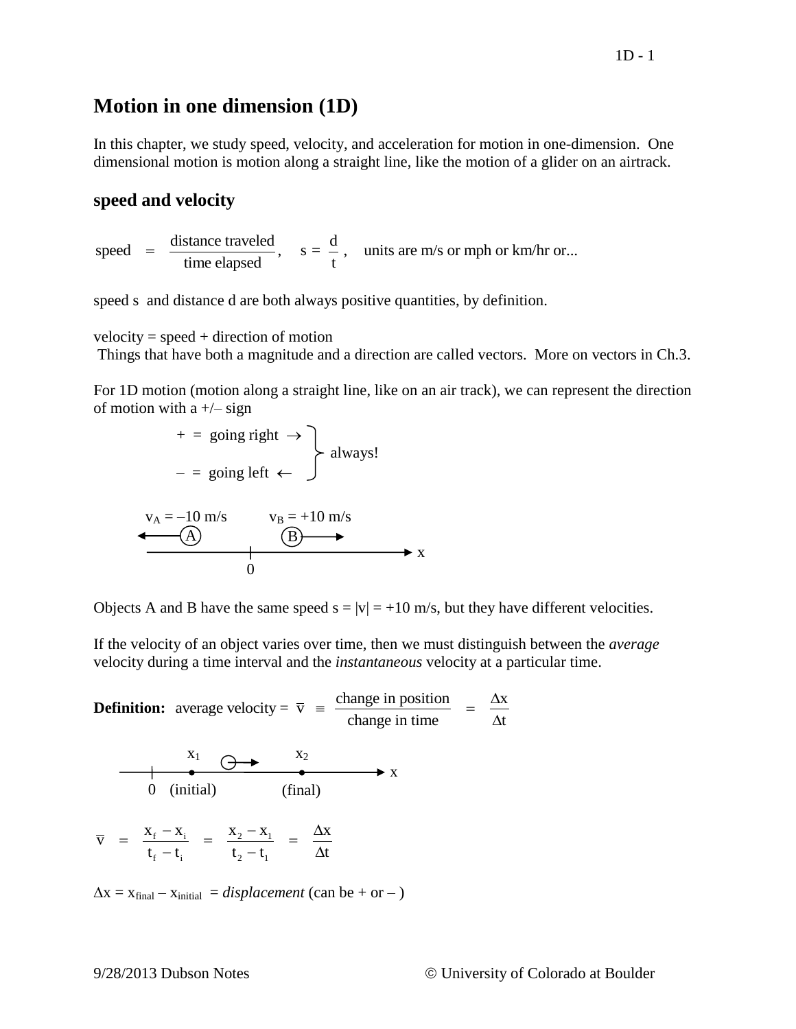# Motion in one dimension (1D)

In this chapter, we study speed, velocity, and acceleration for motion in one-dimension. One dimensional motion is motion along a straight line, like the motion of a glider on an airtrack.

## speed and velocity

$$\text{speed} = \frac{\text{distance traveled}}{\text{time elapsed}}, \quad s = \frac{d}{t}, \quad \text{units are m/s or mph or km/hr or...}$$

speed s and distance d are both always positive quantities, by definition.

velocity = speed + direction of motion
Things that have both a magnitude and a direction are called vectors. More on vectors in Ch.3.

For 1D motion (motion along a straight line, like on an air track), we can represent the direction of motion with a +/– sign

+ = going right →
– = going left ←
} always!

$v_A = -10$ m/s     $v_B = +10$ m/s

Objects A and B have the same speed $s = |v| = +10$ m/s, but they have different velocities.

If the velocity of an object varies over time, then we must distinguish between the *average* velocity during a time interval and the *instantaneous* velocity at a particular time.

**Definition:** average velocity = $\bar{v} \equiv \dfrac{\text{change in position}}{\text{change in time}} = \dfrac{\Delta x}{\Delta t}$

$x_1$ (initial)     $x_2$ (final)

$$\bar{v} = \frac{x_f - x_i}{t_f - t_i} = \frac{x_2 - x_1}{t_2 - t_1} = \frac{\Delta x}{\Delta t}$$

$\Delta x = x_{final} - x_{initial}$ = *displacement* (can be + or – )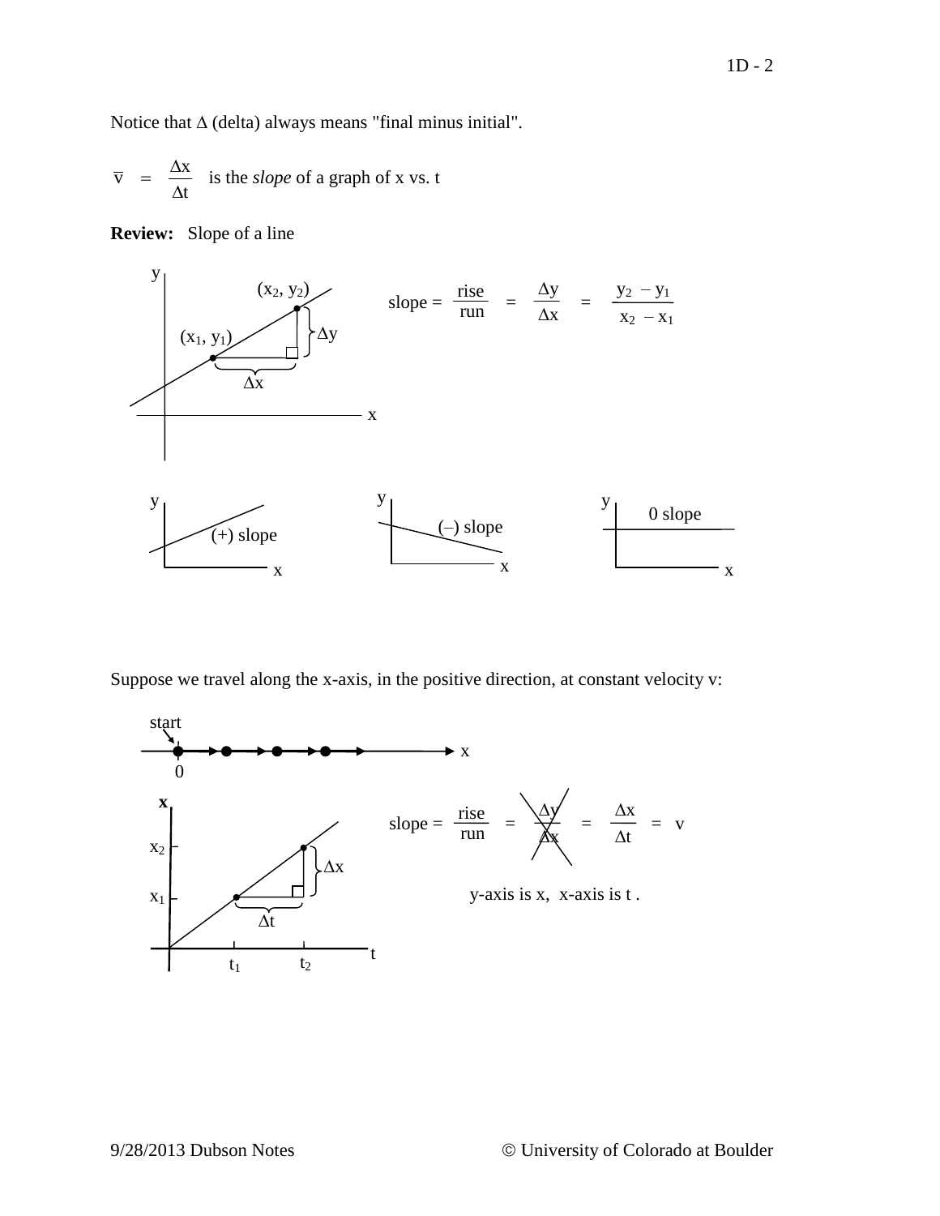Notice that Δ (delta) always means "final minus initial".

$\bar{v} = \dfrac{\Delta x}{\Delta t}$ is the *slope* of a graph of x vs. t

**Review:** Slope of a line

$$\text{slope} = \frac{\text{rise}}{\text{run}} = \frac{\Delta y}{\Delta x} = \frac{y_2 - y_1}{x_2 - x_1}$$

Suppose we travel along the x-axis, in the positive direction, at constant velocity v:

$$\text{slope} = \frac{\text{rise}}{\text{run}} = \cancel{\frac{\Delta y}{\Delta x}} = \frac{\Delta x}{\Delta t} = v$$

y-axis is x, x-axis is t .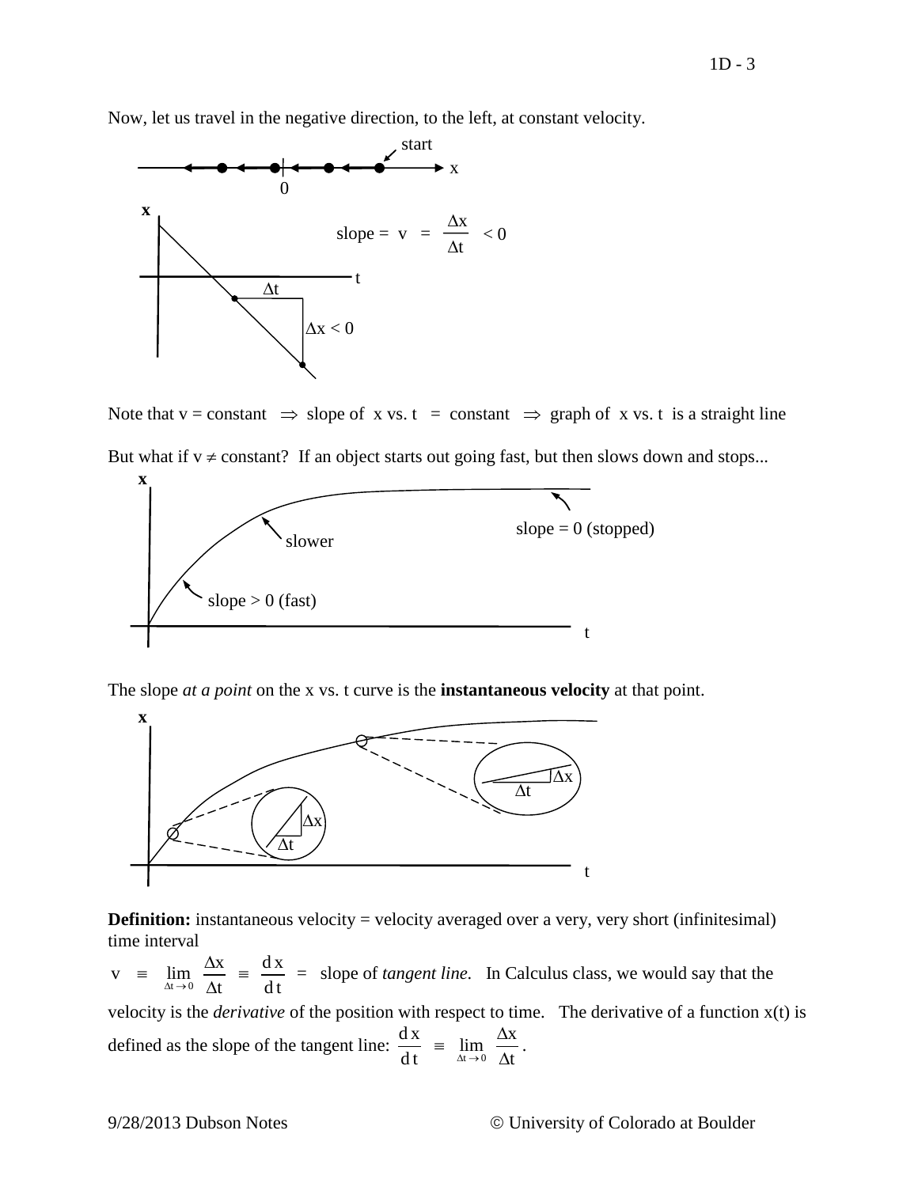Now, let us travel in the negative direction, to the left, at constant velocity.

slope = $v = \dfrac{\Delta x}{\Delta t} < 0$

Note that v = constant $\Rightarrow$ slope of x vs. t = constant $\Rightarrow$ graph of x vs. t is a straight line

But what if $v \neq$ constant? If an object starts out going fast, but then slows down and stops...

The slope *at a point* on the x vs. t curve is the **instantaneous velocity** at that point.

**Definition:** instantaneous velocity = velocity averaged over a very, very short (infinitesimal) time interval

$v \equiv \lim_{\Delta t \to 0} \dfrac{\Delta x}{\Delta t} \equiv \dfrac{dx}{dt}$ = slope of *tangent line.* In Calculus class, we would say that the velocity is the *derivative* of the position with respect to time. The derivative of a function x(t) is defined as the slope of the tangent line: $\dfrac{dx}{dt} \equiv \lim_{\Delta t \to 0} \dfrac{\Delta x}{\Delta t}$.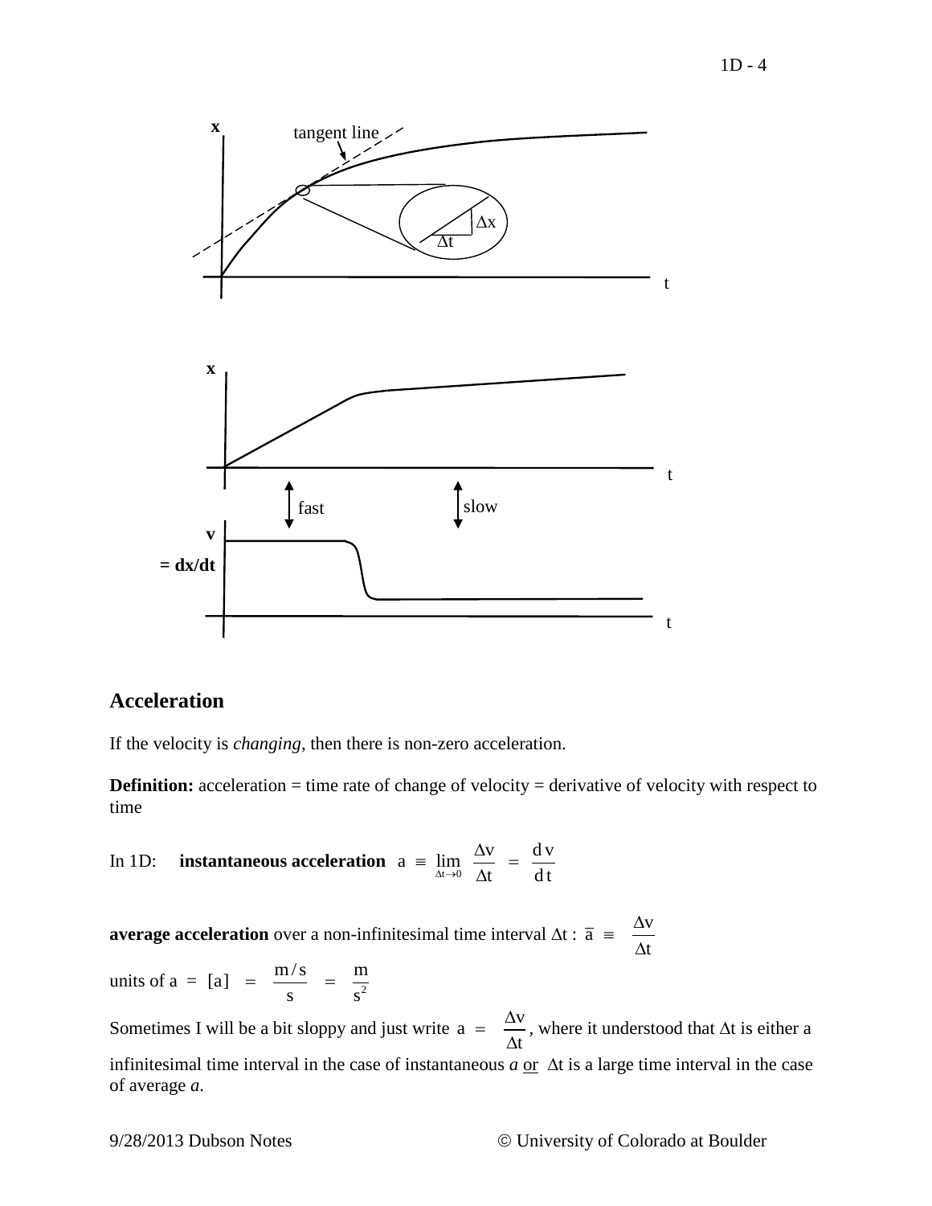## Acceleration

If the velocity is *changing*, then there is non-zero acceleration.

**Definition:** acceleration = time rate of change of velocity = derivative of velocity with respect to time

In 1D: **instantaneous acceleration** $a \equiv \lim_{\Delta t \to 0} \frac{\Delta v}{\Delta t} = \frac{dv}{dt}$

**average acceleration** over a non-infinitesimal time interval $\Delta t$ : $\bar{a} \equiv \frac{\Delta v}{\Delta t}$

units of a = $[a] = \frac{m/s}{s} = \frac{m}{s^2}$

Sometimes I will be a bit sloppy and just write $a = \frac{\Delta v}{\Delta t}$, where it understood that $\Delta t$ is either a infinitesimal time interval in the case of instantaneous *a* or $\Delta t$ is a large time interval in the case of average *a*.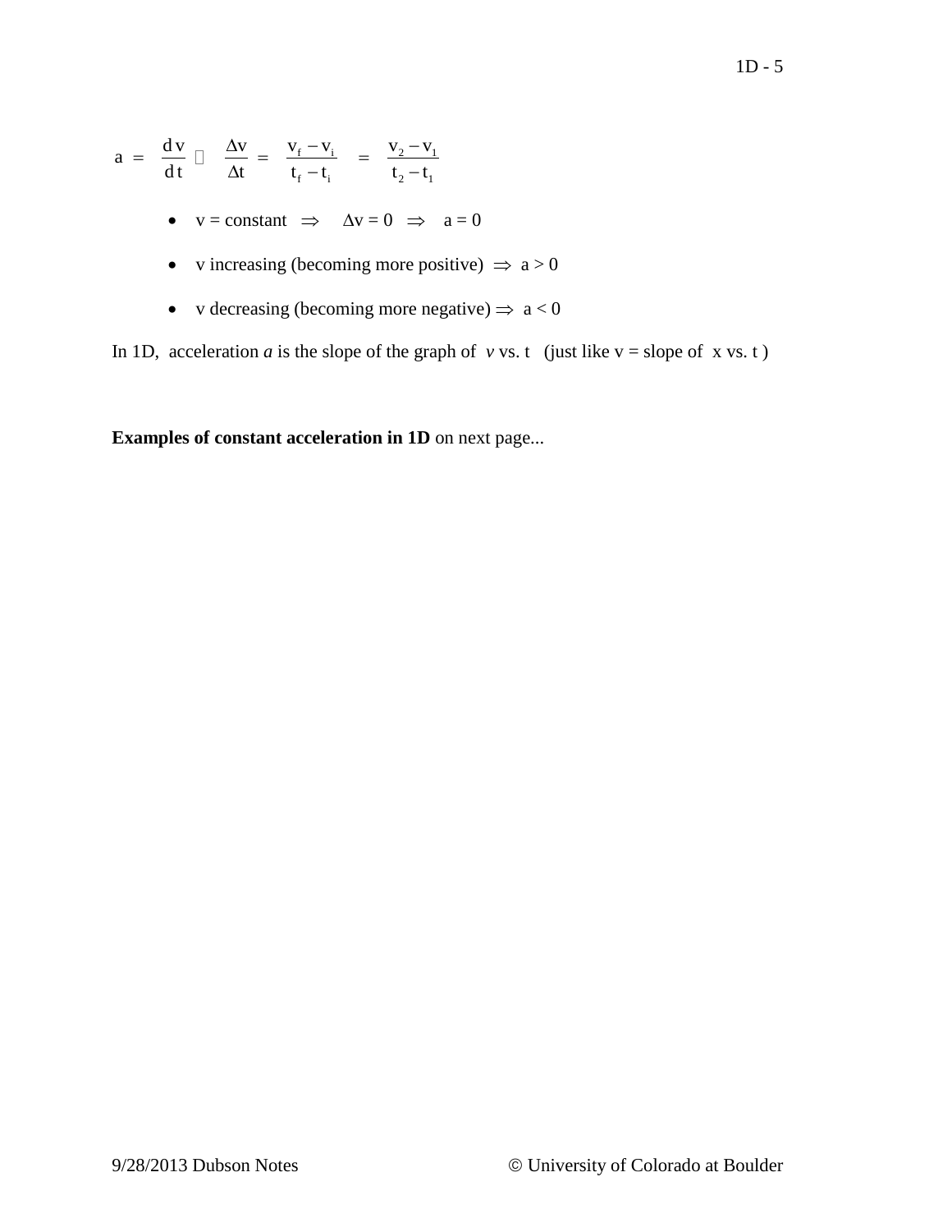$$a = \frac{dv}{dt} \approx \frac{\Delta v}{\Delta t} = \frac{v_f - v_i}{t_f - t_i} = \frac{v_2 - v_1}{t_2 - t_1}$$

- v = constant $\Rightarrow$ $\Delta v = 0$ $\Rightarrow$ $a = 0$
- v increasing (becoming more positive) $\Rightarrow$ $a > 0$
- v decreasing (becoming more negative) $\Rightarrow$ $a < 0$

In 1D, acceleration *a* is the slope of the graph of *v* vs. t (just like v = slope of x vs. t )

**Examples of constant acceleration in 1D** on next page...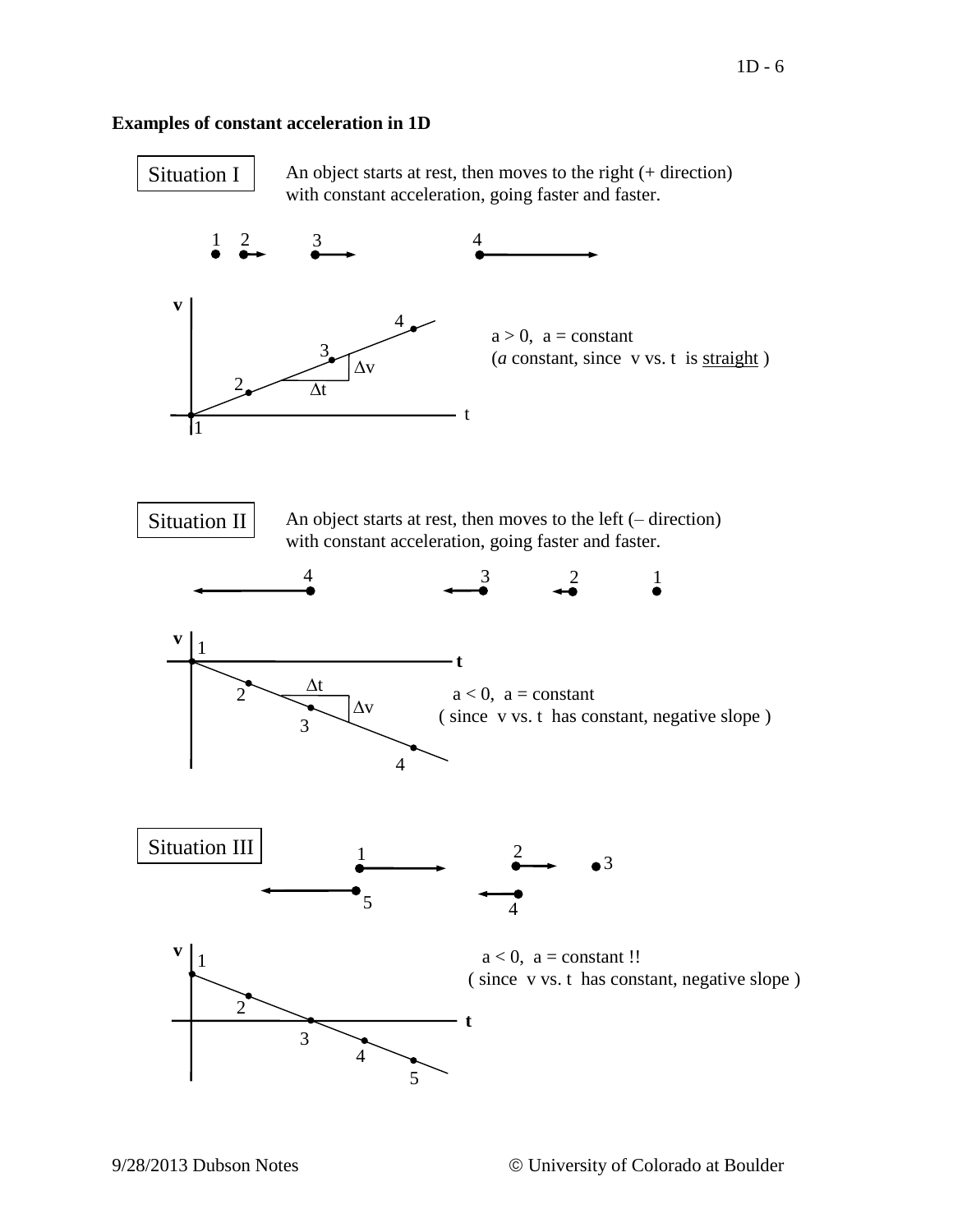**Examples of constant acceleration in 1D**

Situation I

An object starts at rest, then moves to the right (+ direction) with constant acceleration, going faster and faster.

$a > 0$, $a$ = constant
($a$ constant, since v vs. t is <u>straight</u> )

Situation II

An object starts at rest, then moves to the left (– direction) with constant acceleration, going faster and faster.

$a < 0$, $a$ = constant
( since v vs. t has constant, negative slope )

Situation III

$a < 0$, $a$ = constant !!
( since v vs. t has constant, negative slope )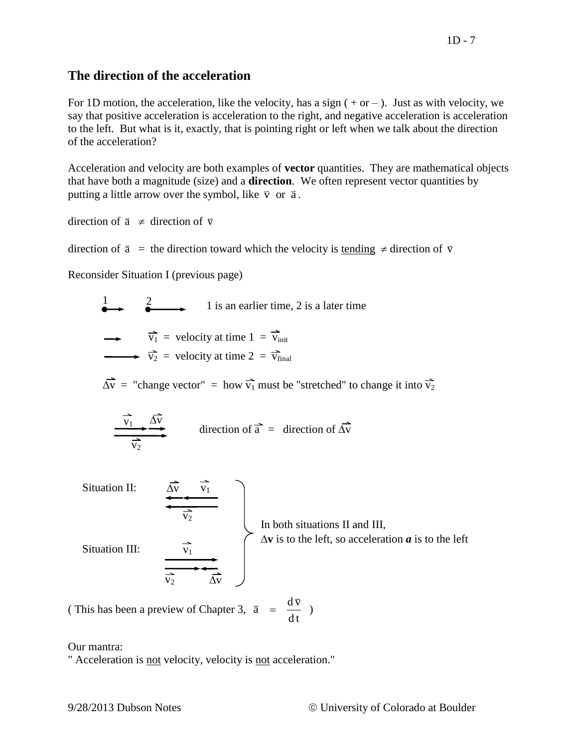## The direction of the acceleration

For 1D motion, the acceleration, like the velocity, has a sign ( + or – ). Just as with velocity, we say that positive acceleration is acceleration to the right, and negative acceleration is acceleration to the left. But what is it, exactly, that is pointing right or left when we talk about the direction of the acceleration?

Acceleration and velocity are both examples of **vector** quantities. They are mathematical objects that have both a magnitude (size) and a **direction**. We often represent vector quantities by putting a little arrow over the symbol, like $\vec{v}$ or $\vec{a}$.

direction of $\vec{a}$ $\neq$ direction of $\vec{v}$

direction of $\vec{a}$ = the direction toward which the velocity is <u>tending</u> $\neq$ direction of $\vec{v}$

Reconsider Situation I (previous page)

1 is an earlier time, 2 is a later time

$\vec{v}_1$ = velocity at time 1 = $\vec{v}_{init}$

$\vec{v}_2$ = velocity at time 2 = $\vec{v}_{final}$

$\Delta\vec{v}$ = "change vector" = how $\vec{v}_1$ must be "stretched" to change it into $\vec{v}_2$

direction of $\vec{a}$ = direction of $\Delta\vec{v}$

Situation II:

Situation III:

In both situations II and III, $\Delta\mathbf{v}$ is to the left, so acceleration $\boldsymbol{a}$ is to the left

( This has been a preview of Chapter 3, $\vec{a} = \dfrac{d\vec{v}}{dt}$ )

Our mantra:
" Acceleration is <u>not</u> velocity, velocity is <u>not</u> acceleration."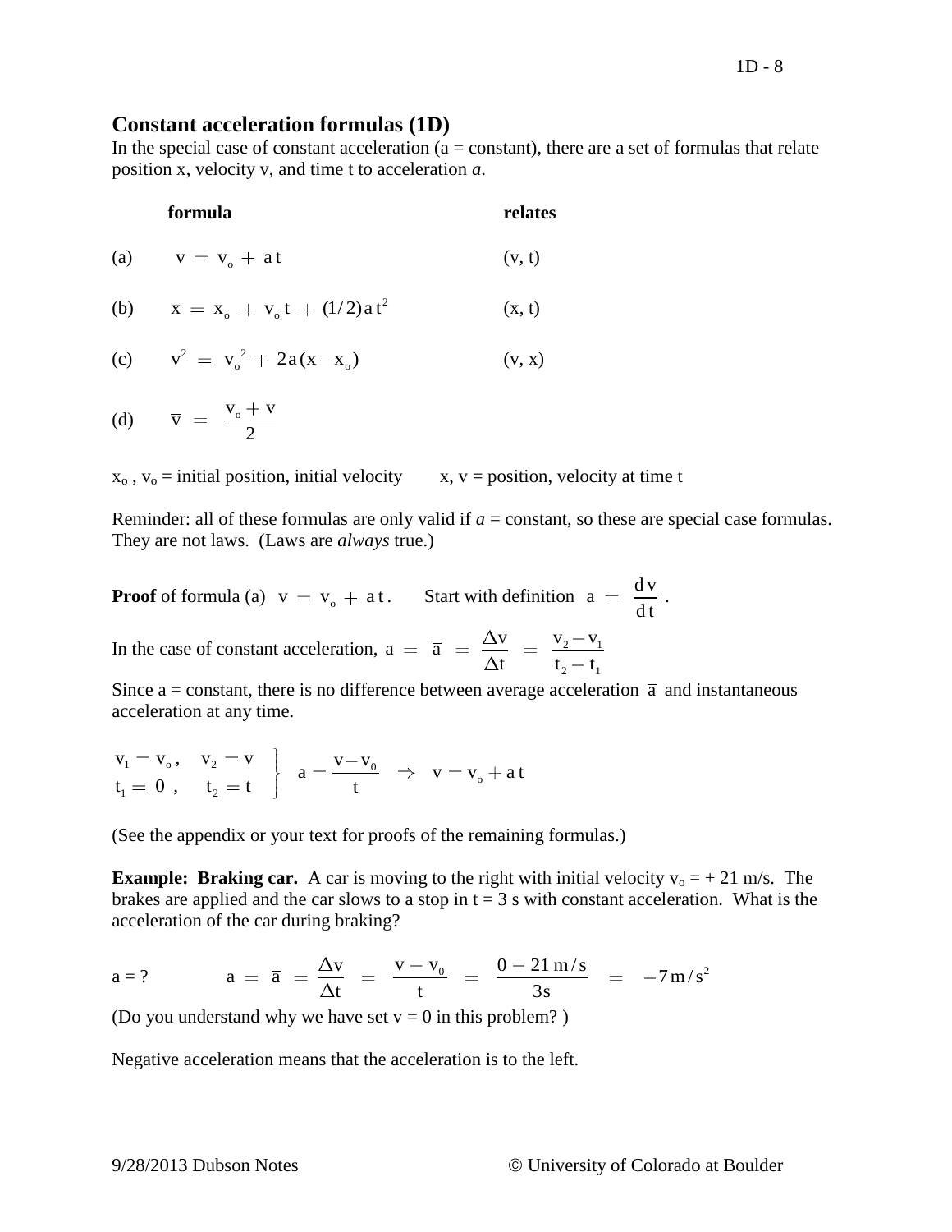## Constant acceleration formulas (1D)

In the special case of constant acceleration (a = constant), there are a set of formulas that relate position x, velocity v, and time t to acceleration *a*.

| | **formula** | **relates** |
|---|---|---|
| (a) | $v = v_o + a\,t$ | (v, t) |
| (b) | $x = x_o + v_o\,t + (1/2)a\,t^2$ | (x, t) |
| (c) | $v^2 = v_o{}^2 + 2a(x - x_o)$ | (v, x) |
| (d) | $\bar{v} = \dfrac{v_o + v}{2}$ | |

$x_o$ , $v_o$ = initial position, initial velocity     x, v = position, velocity at time t

Reminder: all of these formulas are only valid if *a* = constant, so these are special case formulas. They are not laws. (Laws are *always* true.)

**Proof** of formula (a) $v = v_o + a\,t$.     Start with definition $a = \dfrac{dv}{dt}$.

In the case of constant acceleration, $a = \bar{a} = \dfrac{\Delta v}{\Delta t} = \dfrac{v_2 - v_1}{t_2 - t_1}$

Since a = constant, there is no difference between average acceleration $\bar{a}$ and instantaneous acceleration at any time.

$$\left.\begin{matrix} v_1 = v_o, & v_2 = v \\ t_1 = 0\ , & t_2 = t \end{matrix}\right\} \quad a = \frac{v - v_0}{t} \quad \Rightarrow \quad v = v_o + a\,t$$

(See the appendix or your text for proofs of the remaining formulas.)

**Example: Braking car.** A car is moving to the right with initial velocity $v_o$ = + 21 m/s. The brakes are applied and the car slows to a stop in t = 3 s with constant acceleration. What is the acceleration of the car during braking?

a = ?     $a = \bar{a} = \dfrac{\Delta v}{\Delta t} = \dfrac{v - v_0}{t} = \dfrac{0 - 21\,\text{m/s}}{3\text{s}} = -7\,\text{m/s}^2$

(Do you understand why we have set v = 0 in this problem? )

Negative acceleration means that the acceleration is to the left.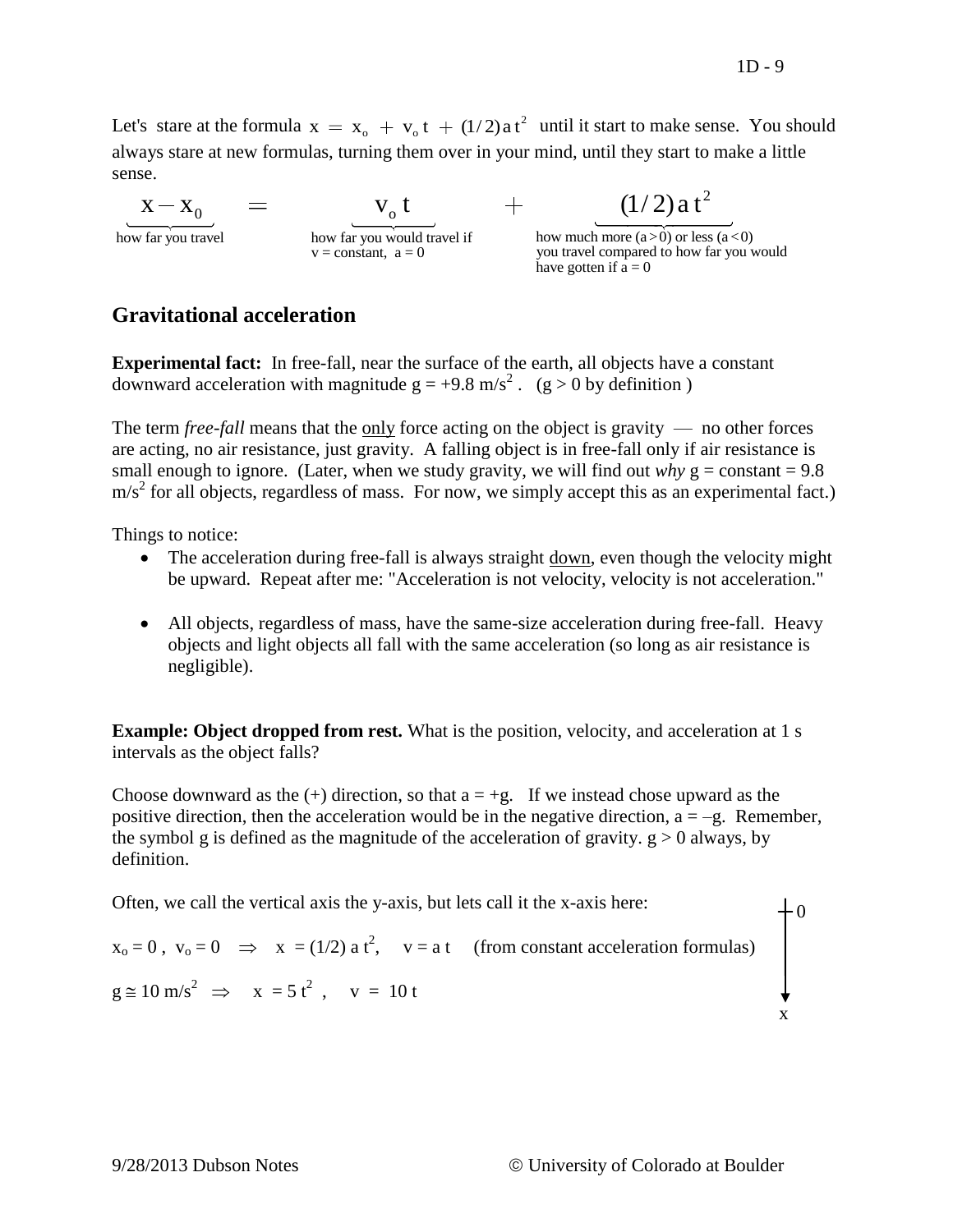Let's stare at the formula $x = x_o + v_o t + (1/2) a t^2$ until it start to make sense. You should always stare at new formulas, turning them over in your mind, until they start to make a little sense.

$$\underbrace{x - x_0}_{\text{how far you travel}} = \underbrace{v_o t}_{\substack{\text{how far you would travel if} \\ v = \text{constant},\ a = 0}} + \underbrace{(1/2) a t^2}_{\substack{\text{how much more } (a>0) \text{ or less } (a<0) \\ \text{you travel compared to how far you would} \\ \text{have gotten if } a = 0}}$$

## Gravitational acceleration

**Experimental fact:** In free-fall, near the surface of the earth, all objects have a constant downward acceleration with magnitude $g = +9.8\ \text{m/s}^2$. ($g > 0$ by definition )

The term *free-fall* means that the only force acting on the object is gravity — no other forces are acting, no air resistance, just gravity. A falling object is in free-fall only if air resistance is small enough to ignore. (Later, when we study gravity, we will find out *why* $g = \text{constant} = 9.8\ \text{m/s}^2$ for all objects, regardless of mass. For now, we simply accept this as an experimental fact.)

Things to notice:

- The acceleration during free-fall is always straight down, even though the velocity might be upward. Repeat after me: "Acceleration is not velocity, velocity is not acceleration."
- All objects, regardless of mass, have the same-size acceleration during free-fall. Heavy objects and light objects all fall with the same acceleration (so long as air resistance is negligible).

**Example: Object dropped from rest.** What is the position, velocity, and acceleration at 1 s intervals as the object falls?

Choose downward as the (+) direction, so that $a = +g$. If we instead chose upward as the positive direction, then the acceleration would be in the negative direction, $a = -g$. Remember, the symbol g is defined as the magnitude of the acceleration of gravity. $g > 0$ always, by definition.

Often, we call the vertical axis the y-axis, but lets call it the x-axis here:

$x_o = 0$, $v_o = 0 \Rightarrow x = (1/2)\, a t^2$, $v = a t$ (from constant acceleration formulas)

$g \cong 10\ \text{m/s}^2 \Rightarrow x = 5 t^2$, $v = 10 t$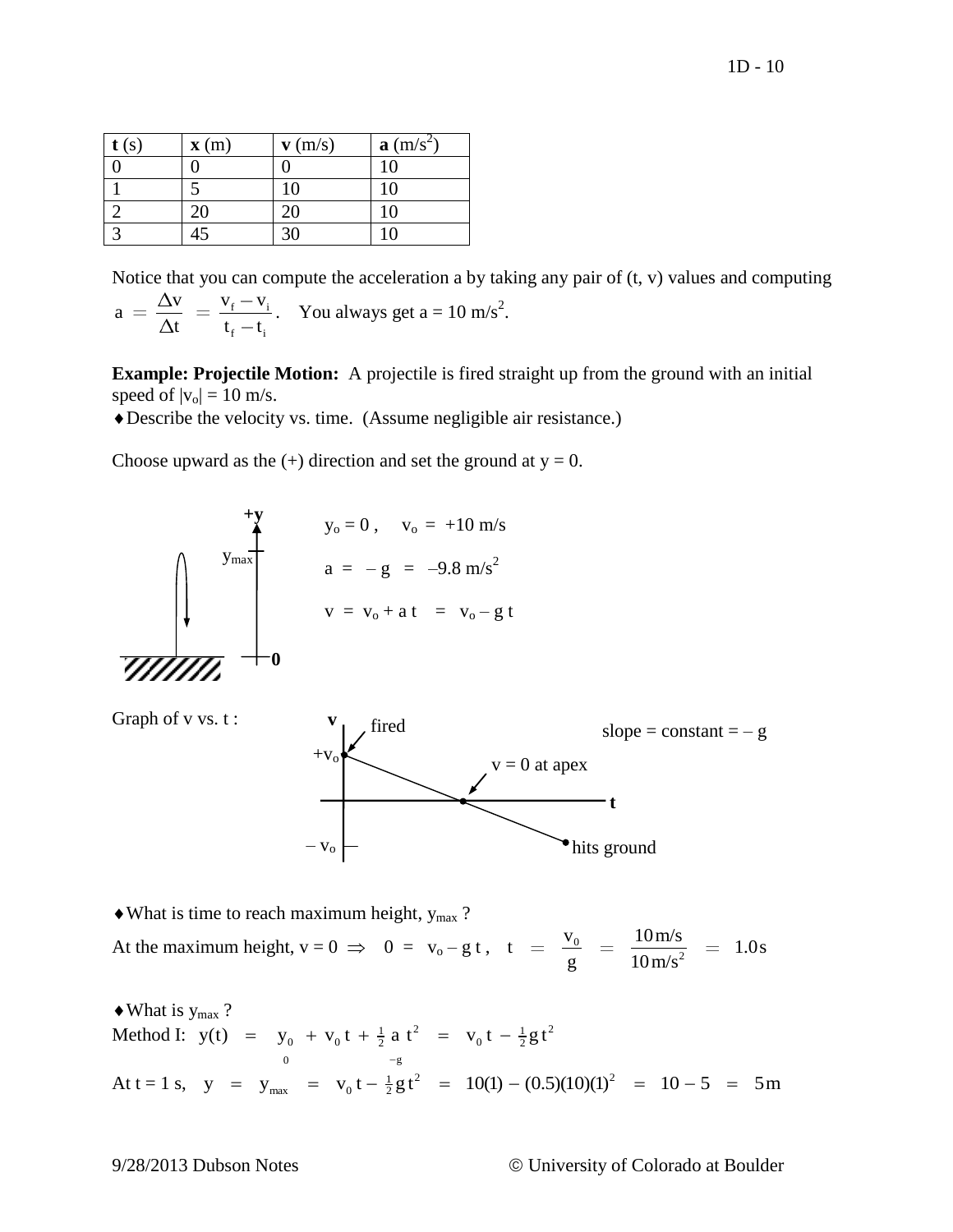| **t** (s) | **x** (m) | **v** (m/s) | **a** (m/s$^2$) |
|---|---|---|---|
| 0 | 0 | 0 | 10 |
| 1 | 5 | 10 | 10 |
| 2 | 20 | 20 | 10 |
| 3 | 45 | 30 | 10 |

Notice that you can compute the acceleration a by taking any pair of (t, v) values and computing $a = \frac{\Delta v}{\Delta t} = \frac{v_f - v_i}{t_f - t_i}$. You always get a = 10 m/s$^2$.

**Example: Projectile Motion:** A projectile is fired straight up from the ground with an initial speed of $|v_o| = 10$ m/s.

♦ Describe the velocity vs. time. (Assume negligible air resistance.)

Choose upward as the (+) direction and set the ground at y = 0.

$$y_o = 0\,, \quad v_o = +10 \text{ m/s}$$

$$a = -g = -9.8 \text{ m/s}^2$$

$$v = v_o + a\,t = v_o - g\,t$$

Graph of v vs. t : (fired at $+v_o$; v = 0 at apex; hits ground at $-v_o$; slope = constant = – g)

♦ What is time to reach maximum height, $y_{max}$ ?

At the maximum height, $v = 0 \Rightarrow 0 = v_o - g\,t\,, \quad t = \frac{v_0}{g} = \frac{10\,\text{m/s}}{10\,\text{m/s}^2} = 1.0\,\text{s}$

♦ What is $y_{max}$ ?

Method I: $y(t) = \underbrace{y_0}_{0} + v_0\,t + \frac{1}{2}\underbrace{a}_{-g}\,t^2 = v_0\,t - \frac{1}{2}g\,t^2$

At t = 1 s, $y = y_{max} = v_0\,t - \frac{1}{2}g\,t^2 = 10(1) - (0.5)(10)(1)^2 = 10 - 5 = 5\,\text{m}$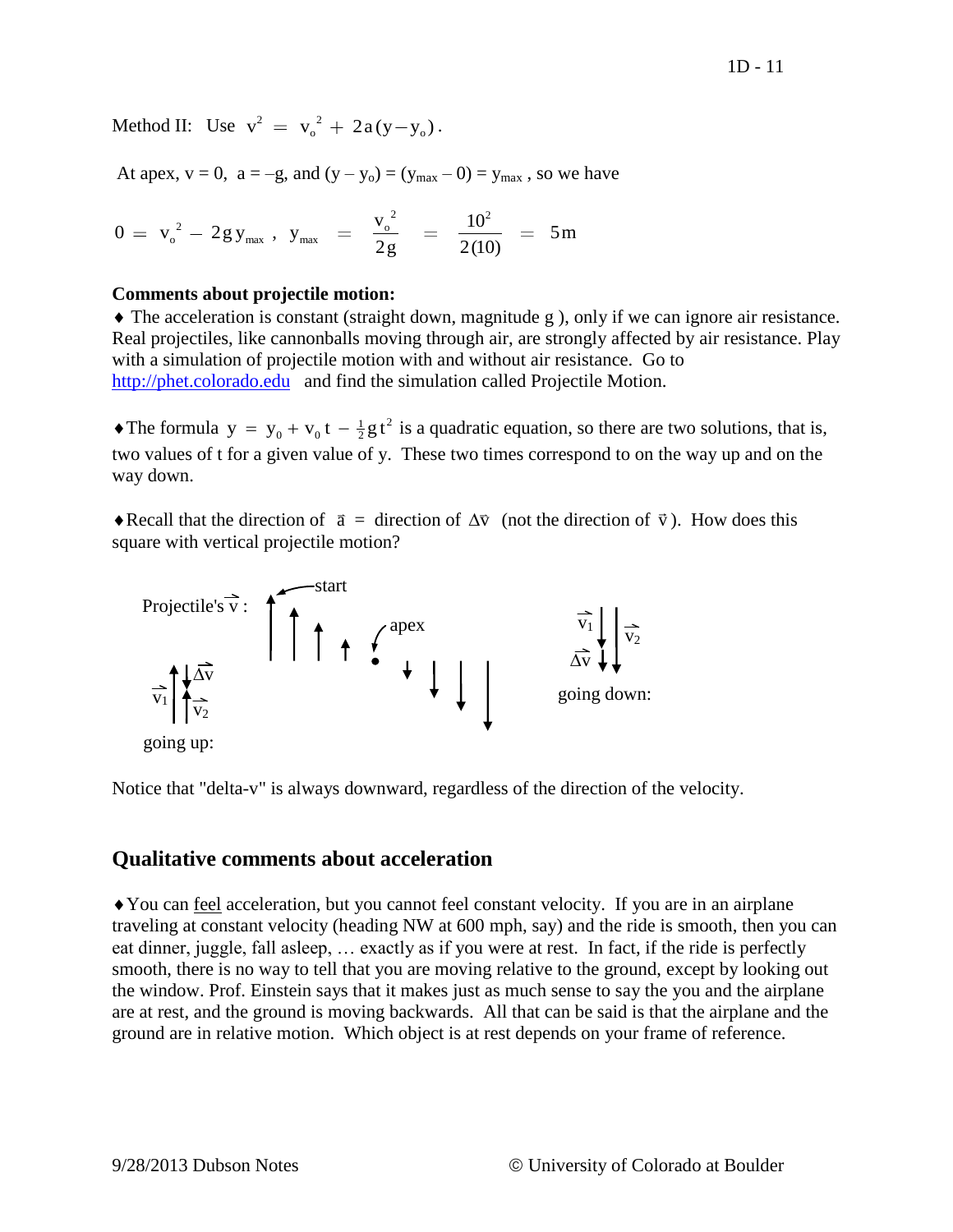Method II: Use $v^2 = v_o^{\,2} + 2a(y - y_o)$.

At apex, v = 0, a = –g, and $(y - y_o) = (y_{max} - 0) = y_{max}$, so we have

$$0 = v_o^{\,2} - 2g\,y_{max}\ ,\quad y_{max} = \frac{v_o^{\,2}}{2g} = \frac{10^2}{2(10)} = 5\,\text{m}$$

**Comments about projectile motion:**

♦ The acceleration is constant (straight down, magnitude g ), only if we can ignore air resistance. Real projectiles, like cannonballs moving through air, are strongly affected by air resistance. Play with a simulation of projectile motion with and without air resistance. Go to http://phet.colorado.edu and find the simulation called Projectile Motion.

♦The formula $y = y_0 + v_0\,t - \frac{1}{2}g\,t^2$ is a quadratic equation, so there are two solutions, that is, two values of t for a given value of y. These two times correspond to on the way up and on the way down.

♦Recall that the direction of $\vec{a}$ = direction of $\Delta\vec{v}$ (not the direction of $\vec{v}$). How does this square with vertical projectile motion?

Projectile's $\vec{v}$ : start, apex

going up: $\vec{v}_1$, $\vec{v}_2$, $\Delta\vec{v}$

going down: $\vec{v}_1$, $\vec{v}_2$, $\Delta\vec{v}$

Notice that "delta-v" is always downward, regardless of the direction of the velocity.

## Qualitative comments about acceleration

♦You can feel acceleration, but you cannot feel constant velocity. If you are in an airplane traveling at constant velocity (heading NW at 600 mph, say) and the ride is smooth, then you can eat dinner, juggle, fall asleep, … exactly as if you were at rest. In fact, if the ride is perfectly smooth, there is no way to tell that you are moving relative to the ground, except by looking out the window. Prof. Einstein says that it makes just as much sense to say the you and the airplane are at rest, and the ground is moving backwards. All that can be said is that the airplane and the ground are in relative motion. Which object is at rest depends on your frame of reference.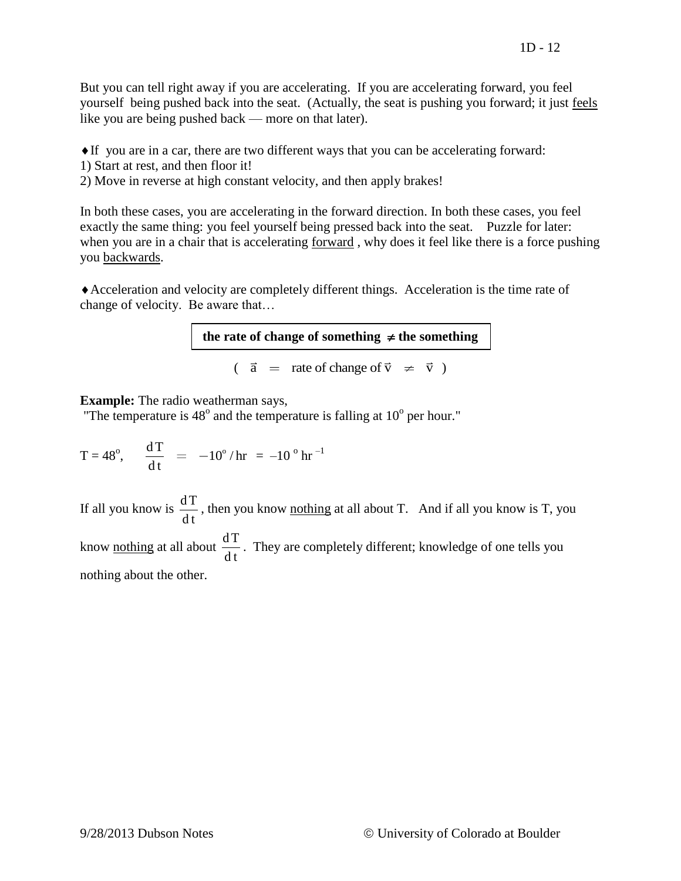But you can tell right away if you are accelerating. If you are accelerating forward, you feel yourself being pushed back into the seat. (Actually, the seat is pushing you forward; it just <u>feels</u> like you are being pushed back — more on that later).

♦ If you are in a car, there are two different ways that you can be accelerating forward:
1) Start at rest, and then floor it!
2) Move in reverse at high constant velocity, and then apply brakes!

In both these cases, you are accelerating in the forward direction. In both these cases, you feel exactly the same thing: you feel yourself being pressed back into the seat. Puzzle for later: when you are in a chair that is accelerating <u>forward</u>, why does it feel like there is a force pushing you <u>backwards</u>.

♦ Acceleration and velocity are completely different things. Acceleration is the time rate of change of velocity. Be aware that…

**the rate of change of something $\neq$ the something**

$$( \ \vec{a} \ = \ \text{rate of change of } \vec{v} \ \neq \ \vec{v} \ )$$

**Example:** The radio weatherman says,
"The temperature is $48^{\circ}$ and the temperature is falling at $10^{\circ}$ per hour."

$$T = 48^{\circ}, \quad \frac{dT}{dt} = -10^{\circ}/\text{hr} = -10\,^{\circ}\,\text{hr}^{-1}$$

If all you know is $\frac{dT}{dt}$, then you know <u>nothing</u> at all about T. And if all you know is T, you know <u>nothing</u> at all about $\frac{dT}{dt}$. They are completely different; knowledge of one tells you nothing about the other.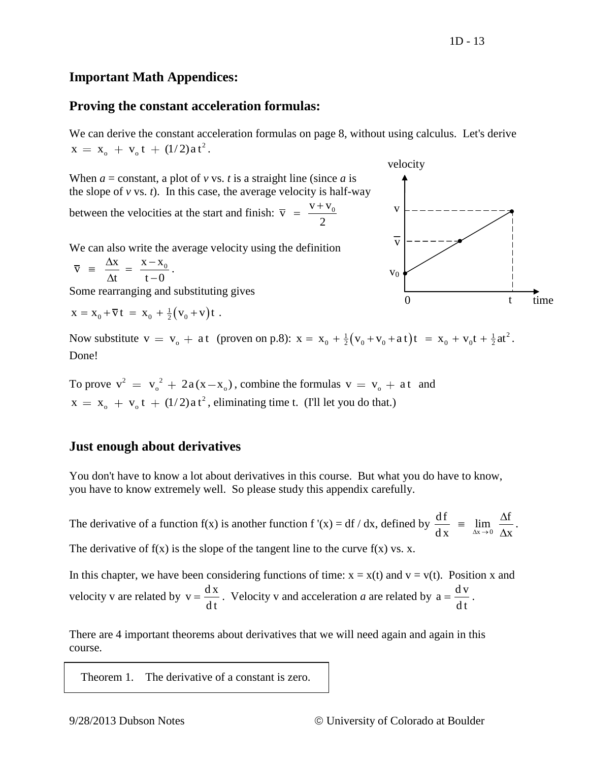## Important Math Appendices:

## Proving the constant acceleration formulas:

We can derive the constant acceleration formulas on page 8, without using calculus. Let's derive $x = x_o + v_o t + (1/2) a t^2$.

When $a$ = constant, a plot of $v$ vs. $t$ is a straight line (since $a$ is the slope of $v$ vs. $t$). In this case, the average velocity is half-way between the velocities at the start and finish: $\overline{v} = \dfrac{v + v_0}{2}$

We can also write the average velocity using the definition $\overline{v} \equiv \dfrac{\Delta x}{\Delta t} = \dfrac{x - x_0}{t - 0}$.

Some rearranging and substituting gives

$x = x_0 + \overline{v}\, t = x_0 + \frac{1}{2}(v_0 + v) t$ .

Now substitute $v = v_o + a t$ (proven on p.8): $x = x_0 + \frac{1}{2}(v_0 + v_0 + a t) t = x_0 + v_0 t + \frac{1}{2} a t^2$.
Done!

To prove $v^2 = v_o^2 + 2a(x - x_o)$, combine the formulas $v = v_o + a t$ and $x = x_o + v_o t + (1/2) a t^2$, eliminating time t. (I'll let you do that.)

## Just enough about derivatives

You don't have to know a lot about derivatives in this course. But what you do have to know, you have to know extremely well. So please study this appendix carefully.

The derivative of a function f(x) is another function f '(x) = df / dx, defined by $\dfrac{df}{dx} \equiv \lim\limits_{\Delta x \to 0} \dfrac{\Delta f}{\Delta x}$.

The derivative of f(x) is the slope of the tangent line to the curve f(x) vs. x.

In this chapter, we have been considering functions of time: x = x(t) and v = v(t). Position x and velocity v are related by $v = \dfrac{dx}{dt}$. Velocity v and acceleration $a$ are related by $a = \dfrac{dv}{dt}$.

There are 4 important theorems about derivatives that we will need again and again in this course.

> Theorem 1. The derivative of a constant is zero.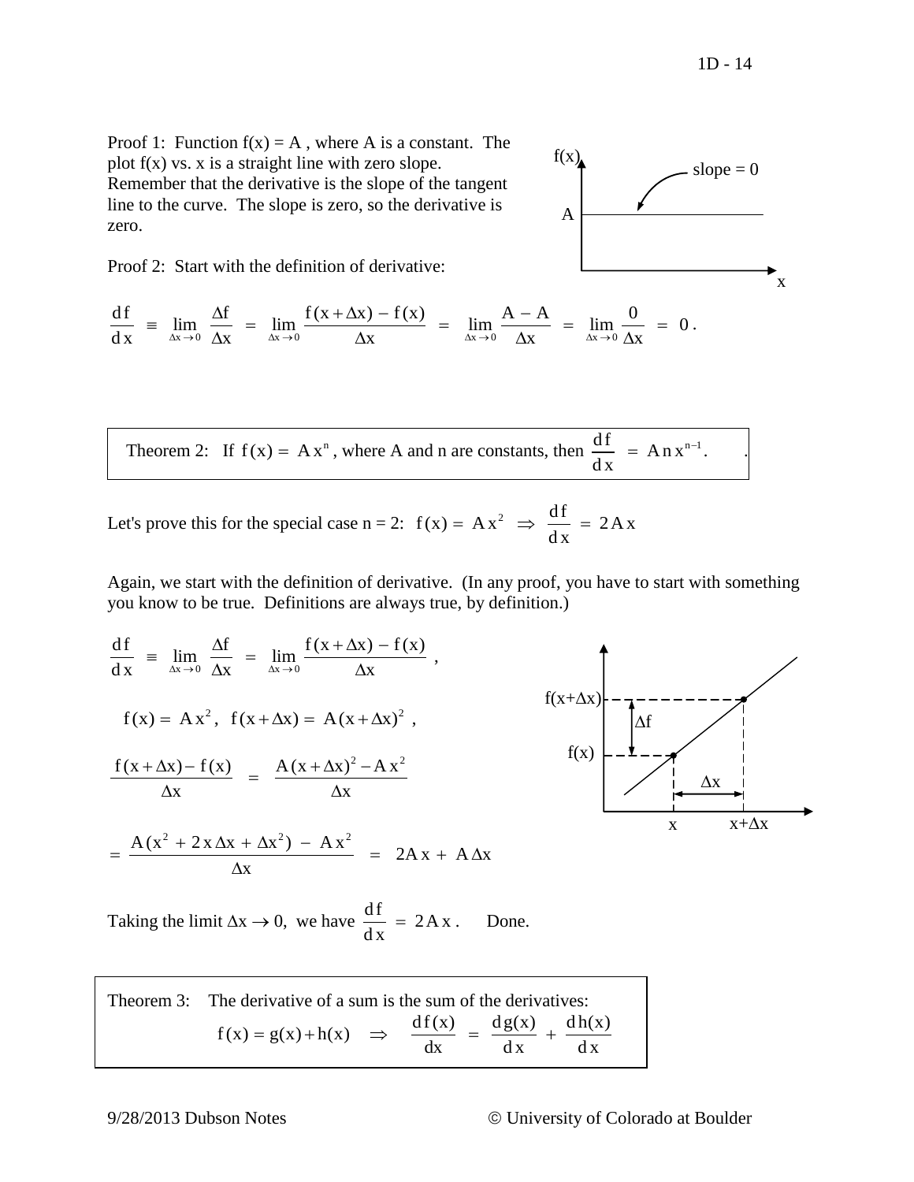Proof 1: Function f(x) = A , where A is a constant. The plot f(x) vs. x is a straight line with zero slope. Remember that the derivative is the slope of the tangent line to the curve. The slope is zero, so the derivative is zero.

Proof 2: Start with the definition of derivative:

$$\frac{df}{dx} \equiv \lim_{\Delta x \to 0} \frac{\Delta f}{\Delta x} = \lim_{\Delta x \to 0} \frac{f(x+\Delta x) - f(x)}{\Delta x} = \lim_{\Delta x \to 0} \frac{A - A}{\Delta x} = \lim_{\Delta x \to 0} \frac{0}{\Delta x} = 0 .$$

> Theorem 2: If $f(x) = A x^n$, where A and n are constants, then $\dfrac{df}{dx} = A n x^{n-1}$.

Let's prove this for the special case n = 2: $f(x) = A x^2 \Rightarrow \dfrac{df}{dx} = 2Ax$

Again, we start with the definition of derivative. (In any proof, you have to start with something you know to be true. Definitions are always true, by definition.)

$$\frac{df}{dx} \equiv \lim_{\Delta x \to 0} \frac{\Delta f}{\Delta x} = \lim_{\Delta x \to 0} \frac{f(x+\Delta x) - f(x)}{\Delta x} ,$$

$$f(x) = A x^2, \quad f(x+\Delta x) = A(x+\Delta x)^2 ,$$

$$\frac{f(x+\Delta x) - f(x)}{\Delta x} = \frac{A(x+\Delta x)^2 - A x^2}{\Delta x}$$

$$= \frac{A(x^2 + 2x\Delta x + \Delta x^2) - A x^2}{\Delta x} = 2Ax + A\Delta x$$

Taking the limit $\Delta x \to 0$, we have $\dfrac{df}{dx} = 2Ax$. Done.

> Theorem 3: The derivative of a sum is the sum of the derivatives:
> $$f(x) = g(x) + h(x) \quad \Rightarrow \quad \frac{df(x)}{dx} = \frac{dg(x)}{dx} + \frac{dh(x)}{dx}$$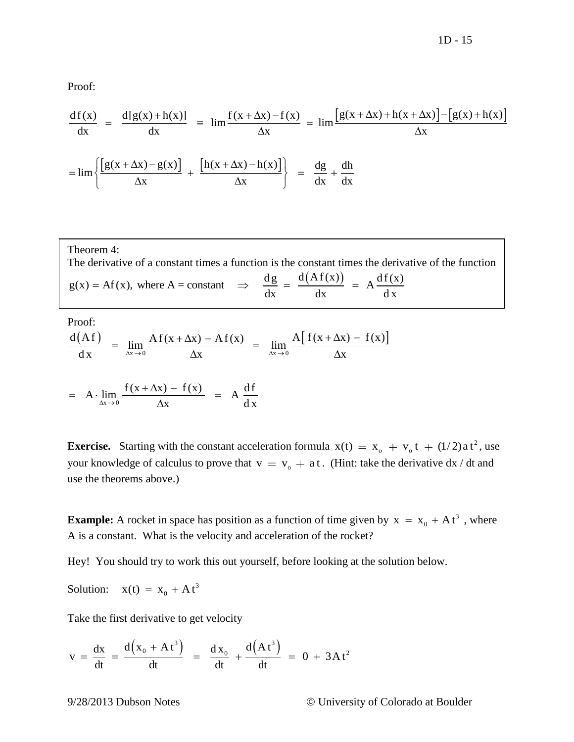Proof:

$$\frac{df(x)}{dx} = \frac{d[g(x)+h(x)]}{dx} \equiv \lim \frac{f(x+\Delta x)-f(x)}{\Delta x} = \lim \frac{[g(x+\Delta x)+h(x+\Delta x)]-[g(x)+h(x)]}{\Delta x}$$

$$= \lim \left\{ \frac{[g(x+\Delta x)-g(x)]}{\Delta x} + \frac{[h(x+\Delta x)-h(x)]}{\Delta x} \right\} = \frac{dg}{dx} + \frac{dh}{dx}$$

Theorem 4:
The derivative of a constant times a function is the constant times the derivative of the function

$$g(x) = Af(x), \text{ where A = constant} \quad \Rightarrow \quad \frac{dg}{dx} = \frac{d(Af(x))}{dx} = A\frac{df(x)}{dx}$$

Proof:

$$\frac{d(Af)}{dx} = \lim_{\Delta x \to 0} \frac{Af(x+\Delta x) - Af(x)}{\Delta x} = \lim_{\Delta x \to 0} \frac{A[f(x+\Delta x) - f(x)]}{\Delta x}$$

$$= A \cdot \lim_{\Delta x \to 0} \frac{f(x+\Delta x) - f(x)}{\Delta x} = A\frac{df}{dx}$$

**Exercise.** Starting with the constant acceleration formula $x(t) = x_o + v_o t + (1/2)at^2$, use your knowledge of calculus to prove that $v = v_o + at$. (Hint: take the derivative dx / dt and use the theorems above.)

**Example:** A rocket in space has position as a function of time given by $x = x_0 + At^3$ , where A is a constant. What is the velocity and acceleration of the rocket?

Hey! You should try to work this out yourself, before looking at the solution below.

Solution: $x(t) = x_0 + At^3$

Take the first derivative to get velocity

$$v = \frac{dx}{dt} = \frac{d(x_0 + At^3)}{dt} = \frac{dx_0}{dt} + \frac{d(At^3)}{dt} = 0 + 3At^2$$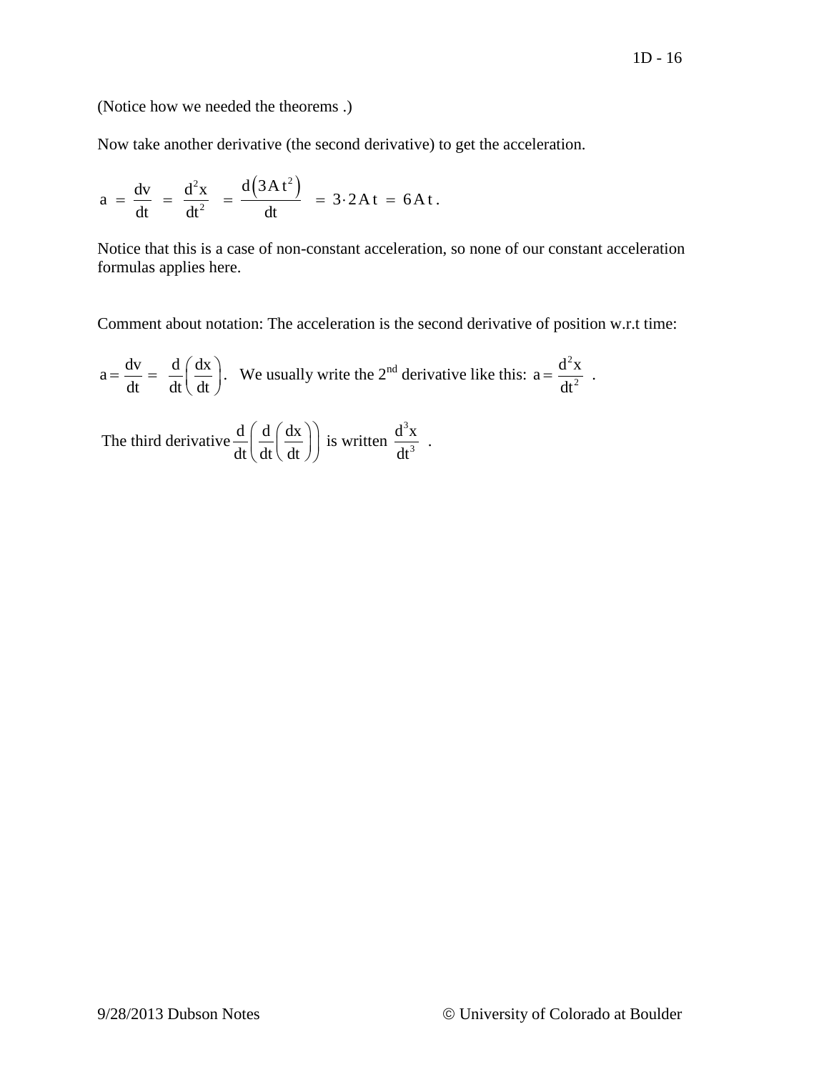(Notice how we needed the theorems .)

Now take another derivative (the second derivative) to get the acceleration.

$$a = \frac{dv}{dt} = \frac{d^2x}{dt^2} = \frac{d\left(3At^2\right)}{dt} = 3 \cdot 2At = 6At.$$

Notice that this is a case of non-constant acceleration, so none of our constant acceleration formulas applies here.

Comment about notation: The acceleration is the second derivative of position w.r.t time:

$a = \frac{dv}{dt} = \frac{d}{dt}\left(\frac{dx}{dt}\right)$. We usually write the $2^{nd}$ derivative like this: $a = \frac{d^2x}{dt^2}$ .

The third derivative $\frac{d}{dt}\left(\frac{d}{dt}\left(\frac{dx}{dt}\right)\right)$ is written $\frac{d^3x}{dt^3}$ .